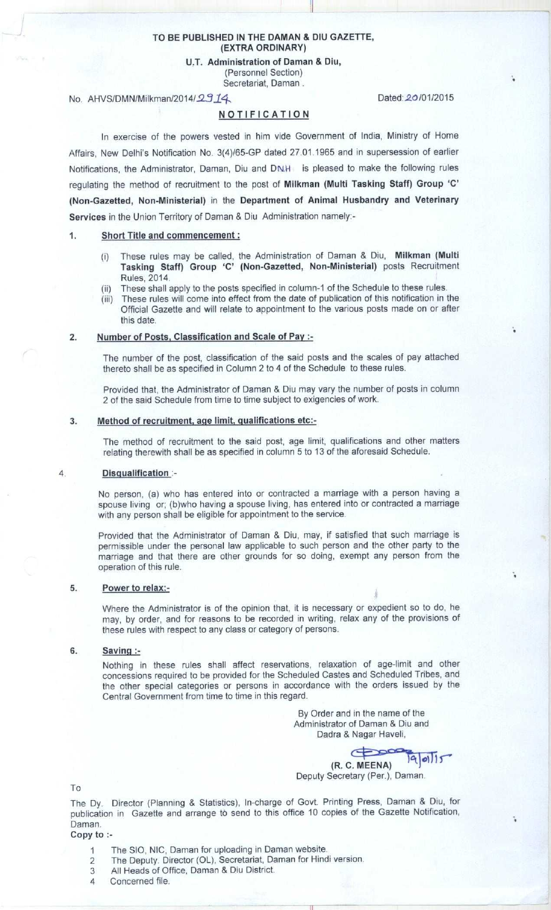**TO BE PUBLISHED IN THE DAMAN & DIU GAZETTE, (EXTRA ORDINARY)**

**U.T. Administration of Daman & Diu,**
(Personnel Section)
Secretariat, Daman .

No. AHVS/DMN/Milkman/2014/2914 Dated: 20/01/2015

## NOTIFICATION

In exercise of the powers vested in him vide Government of India, Ministry of Home Affairs, New Delhi's Notification No. 3(4)/65-GP dated 27.01.1965 and in supersession of earlier Notifications, the Administrator, Daman, Diu and DNH is pleased to make the following rules regulating the method of recruitment to the post of **Milkman (Multi Tasking Staff) Group 'C' (Non-Gazetted, Non-Ministerial)** in the **Department of Animal Husbandry and Veterinary Services** in the Union Territory of Daman & Diu Administration namely:-

**1. Short Title and commencement :**

(i) These rules may be called, the Administration of Daman & Diu, **Milkman (Multi Tasking Staff) Group 'C' (Non-Gazetted, Non-Ministerial)** posts Recruitment Rules, 2014.

(ii) These shall apply to the posts specified in column-1 of the Schedule to these rules.

(iii) These rules will come into effect from the date of publication of this notification in the Official Gazette and will relate to appointment to the various posts made on or after this date.

**2. Number of Posts, Classification and Scale of Pay :-**

The number of the post, classification of the said posts and the scales of pay attached thereto shall be as specified in Column 2 to 4 of the Schedule to these rules.

Provided that, the Administrator of Daman & Diu may vary the number of posts in column 2 of the said Schedule from time to time subject to exigencies of work.

**3. Method of recruitment, age limit, qualifications etc:-**

The method of recruitment to the said post, age limit, qualifications and other matters relating therewith shall be as specified in column 5 to 13 of the aforesaid Schedule.

**4. Disqualification :-**

No person, (a) who has entered into or contracted a marriage with a person having a spouse living or; (b)who having a spouse living, has entered into or contracted a marriage with any person shall be eligible for appointment to the service.

Provided that the Administrator of Daman & Diu, may, if satisfied that such marriage is permissible under the personal law applicable to such person and the other party to the marriage and that there are other grounds for so doing, exempt any person from the operation of this rule.

**5. Power to relax:-**

Where the Administrator is of the opinion that, it is necessary or expedient so to do, he may, by order, and for reasons to be recorded in writing, relax any of the provisions of these rules with respect to any class or category of persons.

**6. Saving :-**

Nothing in these rules shall affect reservations, relaxation of age-limit and other concessions required to be provided for the Scheduled Castes and Scheduled Tribes, and the other special categories or persons in accordance with the orders issued by the Central Government from time to time in this regard.

By Order and in the name of the
Administrator of Daman & Diu and
Dadra & Nagar Haveli,

19/01/15
(R. C. MEENA)
Deputy Secretary (Per.), Daman.

To

The Dy. Director (Planning & Statistics), In-charge of Govt. Printing Press, Daman & Diu, for publication in Gazette and arrange to send to this office 10 copies of the Gazette Notification, Daman.

**Copy to :-**

1. The SIO, NIC, Daman for uploading in Daman website.
2. The Deputy. Director (OL), Secretariat, Daman for Hindi version.
3. All Heads of Office, Daman & Diu District.
4. Concerned file.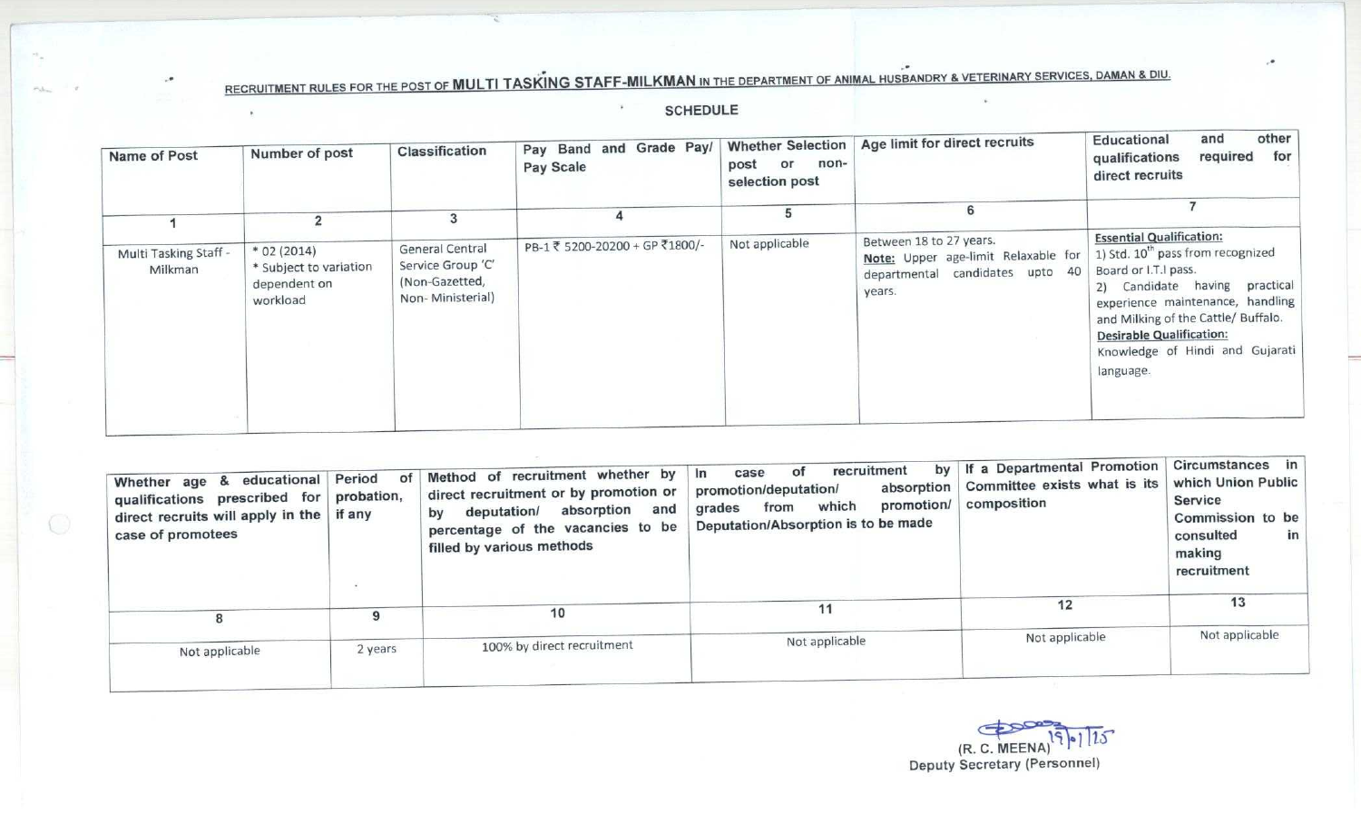RECRUITMENT RULES FOR THE POST OF **MULTI TASKING STAFF-MILKMAN** IN THE DEPARTMENT OF ANIMAL HUSBANDRY & VETERINARY SERVICES, DAMAN & DIU.

**SCHEDULE**

| Name of Post | Number of post | Classification | Pay Band and Grade Pay/ Pay Scale | Whether Selection post or non-selection post | Age limit for direct recruits | Educational and other qualifications required for direct recruits |
|---|---|---|---|---|---|---|
| 1 | 2 | 3 | 4 | 5 | 6 | 7 |
| Multi Tasking Staff - Milkman | * 02 (2014)<br>* Subject to variation dependent on workload | General Central Service Group 'C' (Non-Gazetted, Non- Ministerial) | PB-1 ₹ 5200-20200 + GP ₹1800/- | Not applicable | Between 18 to 27 years.<br>**Note:** Upper age-limit Relaxable for departmental candidates upto 40 years. | **Essential Qualification:**<br>1) Std. 10th pass from recognized Board or I.T.I pass.<br>2) Candidate having practical experience maintenance, handling and Milking of the Cattle/ Buffalo.<br>**Desirable Qualification:**<br>Knowledge of Hindi and Gujarati language. |

| Whether age & educational qualifications prescribed for direct recruits will apply in the case of promotees | Period of probation, if any | Method of recruitment whether by direct recruitment or by promotion or by deputation/ absorption and percentage of the vacancies to be filled by various methods | In case of recruitment by promotion/deputation/ absorption grades from which promotion/ Deputation/Absorption is to be made | If a Departmental Promotion Committee exists what is its composition | Circumstances in which Union Public Service Commission to be consulted in making recruitment |
|---|---|---|---|---|---|
| 8 | 9 | 10 | 11 | 12 | 13 |
| Not applicable | 2 years | 100% by direct recruitment | Not applicable | Not applicable | Not applicable |

19/1/15

(R. C. MEENA)
Deputy Secretary (Personnel)